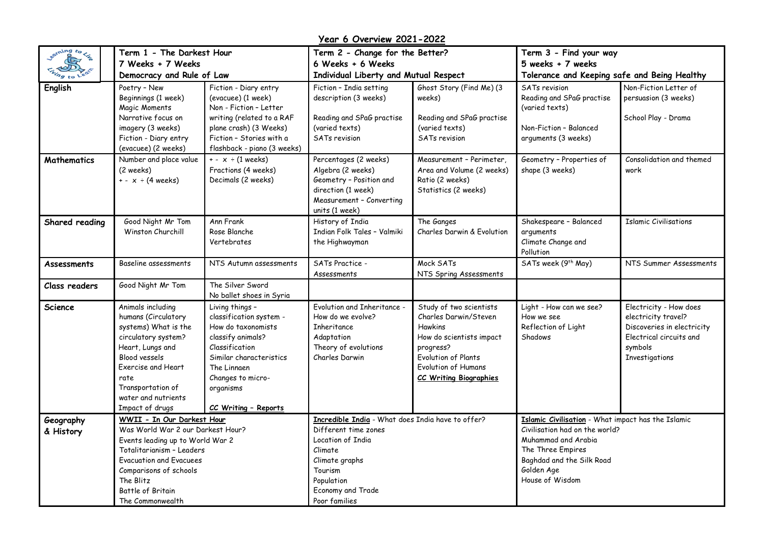# Year 6 Overview 2021-2022

| | Term 1 - The Darkest Hour<br>7 Weeks + 7 Weeks<br>Democracy and Rule of Law | | Term 2 - Change for the Better?<br>6 Weeks + 6 Weeks<br>Individual Liberty and Mutual Respect | | Term 3 - Find your way<br>5 weeks + 7 weeks<br>Tolerance and Keeping safe and Being Healthy | |
|---|---|---|---|---|---|---|
| **English** | Poetry – New Beginnings (1 week)<br>Magic Moments<br>Narrative focus on imagery (3 weeks)<br>Fiction - Diary entry (evacuee) (2 weeks) | Fiction - Diary entry (evacuee) (1 week)<br>Non - Fiction – Letter writing (related to a RAF plane crash) (3 Weeks)<br>Fiction – Stories with a flashback - piano (3 weeks) | Fiction – India setting description (3 weeks)<br><br>Reading and SPaG practise (varied texts)<br>SATs revision | Ghost Story (Find Me) (3 weeks)<br><br>Reading and SPaG practise (varied texts)<br>SATs revision | SATs revision<br>Reading and SPaG practise (varied texts)<br><br>Non-Fiction – Balanced arguments (3 weeks) | Non-Fiction Letter of persuasion (3 weeks)<br><br>School Play - Drama |
| **Mathematics** | Number and place value (2 weeks)<br>+ - x ÷ (4 weeks) | + - x ÷ (1 weeks)<br>Fractions (4 weeks)<br>Decimals (2 weeks) | Percentages (2 weeks)<br>Algebra (2 weeks)<br>Geometry – Position and direction (1 week)<br>Measurement – Converting units (1 week) | Measurement – Perimeter, Area and Volume (2 weeks)<br>Ratio (2 weeks)<br>Statistics (2 weeks) | Geometry – Properties of shape (3 weeks) | Consolidation and themed work |
| **Shared reading** | Good Night Mr Tom<br>Winston Churchill | Ann Frank<br>Rose Blanche<br>Vertebrates | History of India<br>Indian Folk Tales – Valmiki the Highwayman | The Ganges<br>Charles Darwin & Evolution | Shakespeare – Balanced arguments<br>Climate Change and Pollution | Islamic Civilisations |
| **Assessments** | Baseline assessments | NTS Autumn assessments | SATs Practice - Assessments | Mock SATs<br>NTS Spring Assessments | SATs week (9th May) | NTS Summer Assessments |
| **Class readers** | Good Night Mr Tom | The Silver Sword<br>No ballet shoes in Syria | | | | |
| **Science** | Animals including humans (Circulatory systems) What is the circulatory system?<br>Heart, Lungs and Blood vessels<br>Exercise and Heart rate<br>Transportation of water and nutrients<br>Impact of drugs | Living things – classification system - How do taxonomists classify animals?<br>Classification<br>Similar characteristics<br>The Linnaen<br>Changes to micro-organisms<br><br>**CC Writing – Reports** | Evolution and Inheritance - How do we evolve?<br>Inheritance<br>Adaptation<br>Theory of evolutions<br>Charles Darwin | Study of two scientists Charles Darwin/Steven Hawkins<br>How do scientists impact progress?<br>Evolution of Plants<br>Evolution of Humans<br>**CC Writing Biographies** | Light - How can we see?<br>How we see<br>Reflection of Light<br>Shadows | Electricity - How does electricity travel?<br>Discoveries in electricity<br>Electrical circuits and symbols<br>Investigations |
| **Geography & History** | **WWII – In Our Darkest Hour**<br>Was World War 2 our Darkest Hour?<br>Events leading up to World War 2<br>Totalitarianism – Leaders<br>Evacuation and Evacuees<br>Comparisons of schools<br>The Blitz<br>Battle of Britain<br>The Commonwealth | | **Incredible India** - What does India have to offer?<br>Different time zones<br>Location of India<br>Climate<br>Climate graphs<br>Tourism<br>Population<br>Economy and Trade<br>Poor families | | **Islamic Civilisation** - What impact has the Islamic Civilisation had on the world?<br>Muhammad and Arabia<br>The Three Empires<br>Baghdad and the Silk Road<br>Golden Age<br>House of Wisdom | |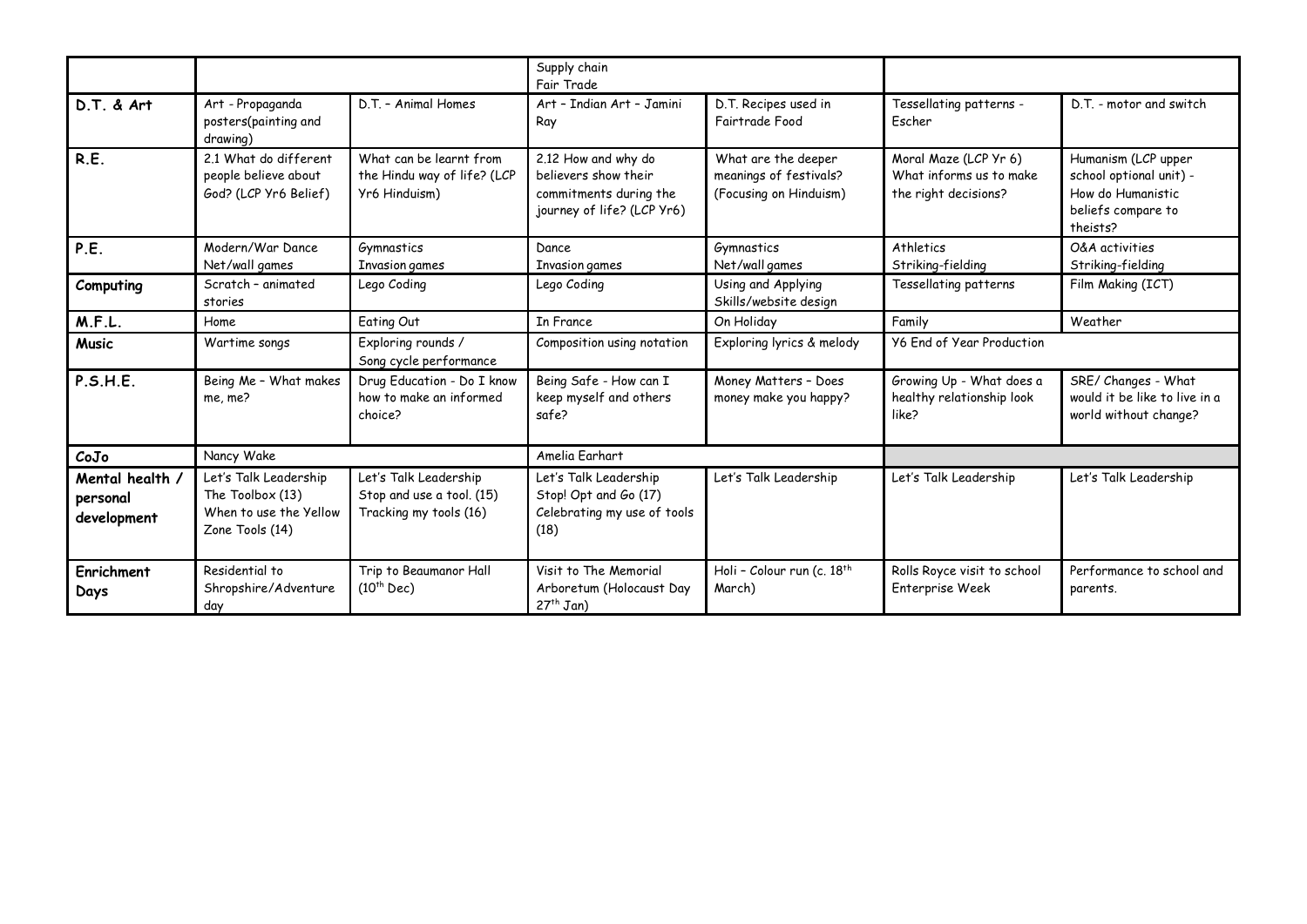| | | | | | | |
|---|---|---|---|---|---|---|
| | | | Supply chain<br>Fair Trade | | | |
| **D.T. & Art** | Art - Propaganda posters(painting and drawing) | D.T. – Animal Homes | Art – Indian Art – Jamini Ray | D.T. Recipes used in Fairtrade Food | Tessellating patterns - Escher | D.T. - motor and switch |
| **R.E.** | 2.1 What do different people believe about God? (LCP Yr6 Belief) | What can be learnt from the Hindu way of life? (LCP Yr6 Hinduism) | 2.12 How and why do believers show their commitments during the journey of life? (LCP Yr6) | What are the deeper meanings of festivals? (Focusing on Hinduism) | Moral Maze (LCP Yr 6) What informs us to make the right decisions? | Humanism (LCP upper school optional unit) - How do Humanistic beliefs compare to theists? |
| **P.E.** | Modern/War Dance<br>Net/wall games | Gymnastics<br>Invasion games | Dance<br>Invasion games | Gymnastics<br>Net/wall games | Athletics<br>Striking-fielding | O&A activities<br>Striking-fielding |
| **Computing** | Scratch – animated stories | Lego Coding | Lego Coding | Using and Applying Skills/website design | Tessellating patterns | Film Making (ICT) |
| **M.F.L.** | Home | Eating Out | In France | On Holiday | Family | Weather |
| **Music** | Wartime songs | Exploring rounds / Song cycle performance | Composition using notation | Exploring lyrics & melody | Y6 End of Year Production | |
| **P.S.H.E.** | Being Me – What makes me, me? | Drug Education - Do I know how to make an informed choice? | Being Safe - How can I keep myself and others safe? | Money Matters – Does money make you happy? | Growing Up - What does a healthy relationship look like? | SRE/ Changes - What would it be like to live in a world without change? |
| **CoJo** | Nancy Wake | | Amelia Earhart | | | |
| **Mental health / personal development** | Let's Talk Leadership<br>The Toolbox (13)<br>When to use the Yellow Zone Tools (14) | Let's Talk Leadership<br>Stop and use a tool. (15)<br>Tracking my tools (16) | Let's Talk Leadership<br>Stop! Opt and Go (17)<br>Celebrating my use of tools (18) | Let's Talk Leadership | Let's Talk Leadership | Let's Talk Leadership |
| **Enrichment Days** | Residential to Shropshire/Adventure day | Trip to Beaumanor Hall (10th Dec) | Visit to The Memorial Arboretum (Holocaust Day 27th Jan) | Holi – Colour run (c. 18th March) | Rolls Royce visit to school<br>Enterprise Week | Performance to school and parents. |